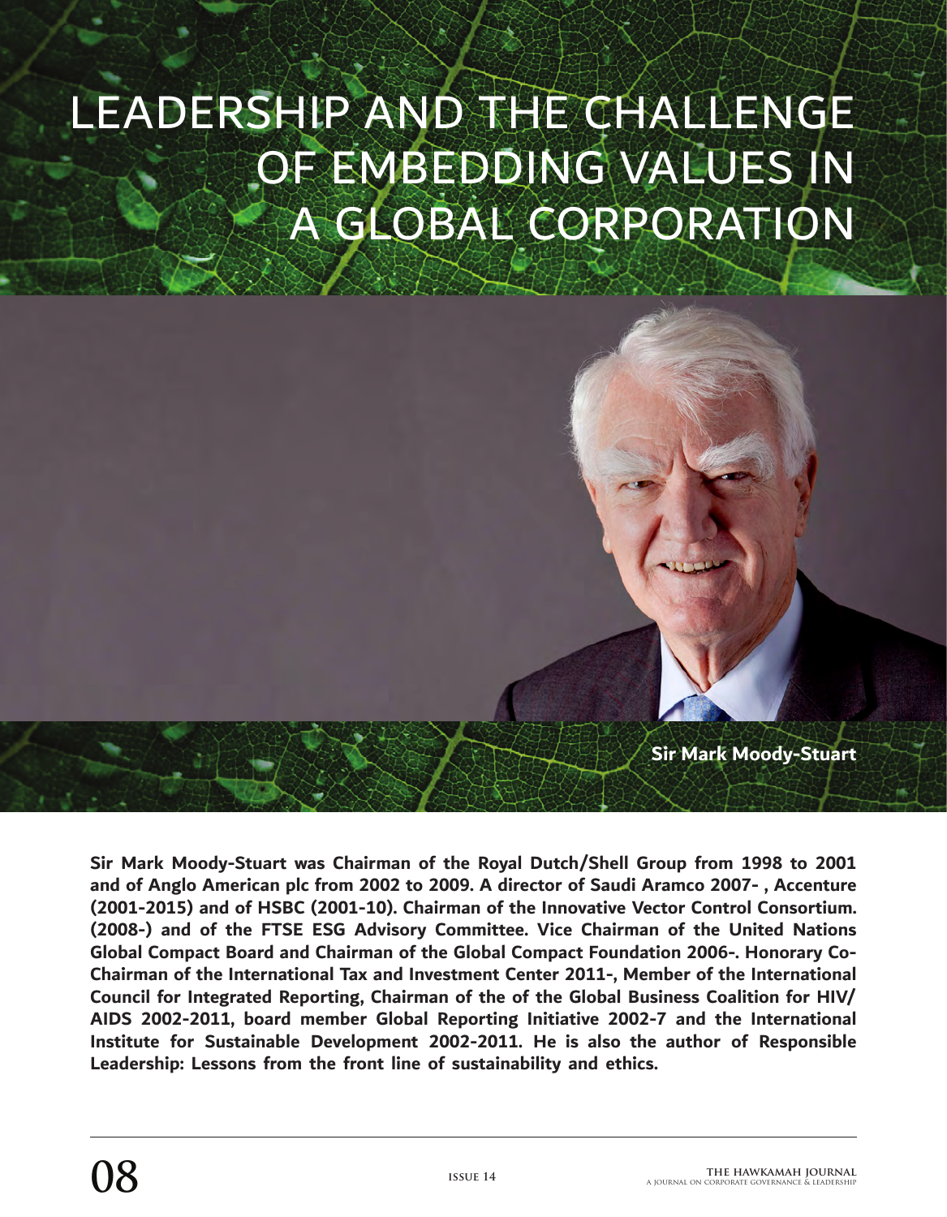# LEADERSHIP AND THE CHALLENGE OF EMBEDDING VALUES IN A GLOBAL CORPORATION

Sir Mark Moody-Stuart

**Sir Mark Moody-Stuart was Chairman of the Royal Dutch/Shell Group from 1998 to 2001 and of Anglo American plc from 2002 to 2009. A director of Saudi Aramco 2007- , Accenture (2001-2015) and of HSBC (2001-10). Chairman of the Innovative Vector Control Consortium. (2008-) and of the FTSE ESG Advisory Committee. Vice Chairman of the United Nations Global Compact Board and Chairman of the Global Compact Foundation 2006-. Honorary Co-Chairman of the International Tax and Investment Center 2011-, Member of the International Council for Integrated Reporting, Chairman of the of the Global Business Coalition for HIV/AIDS 2002-2011, board member Global Reporting Initiative 2002-7 and the International Institute for Sustainable Development 2002-2011. He is also the author of Responsible Leadership: Lessons from the front line of sustainability and ethics.**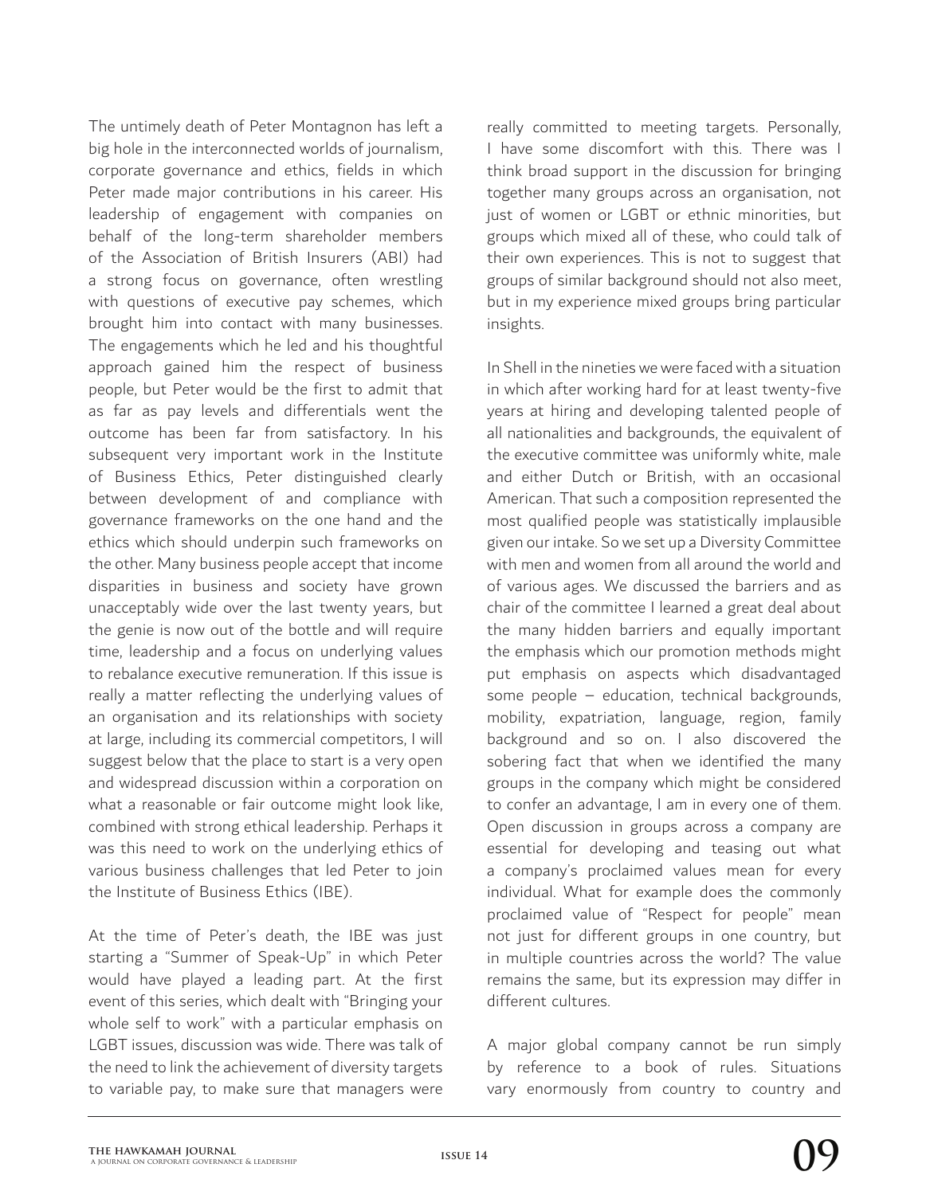The untimely death of Peter Montagnon has left a big hole in the interconnected worlds of journalism, corporate governance and ethics, fields in which Peter made major contributions in his career. His leadership of engagement with companies on behalf of the long-term shareholder members of the Association of British Insurers (ABI) had a strong focus on governance, often wrestling with questions of executive pay schemes, which brought him into contact with many businesses. The engagements which he led and his thoughtful approach gained him the respect of business people, but Peter would be the first to admit that as far as pay levels and differentials went the outcome has been far from satisfactory. In his subsequent very important work in the Institute of Business Ethics, Peter distinguished clearly between development of and compliance with governance frameworks on the one hand and the ethics which should underpin such frameworks on the other. Many business people accept that income disparities in business and society have grown unacceptably wide over the last twenty years, but the genie is now out of the bottle and will require time, leadership and a focus on underlying values to rebalance executive remuneration. If this issue is really a matter reflecting the underlying values of an organisation and its relationships with society at large, including its commercial competitors, I will suggest below that the place to start is a very open and widespread discussion within a corporation on what a reasonable or fair outcome might look like, combined with strong ethical leadership. Perhaps it was this need to work on the underlying ethics of various business challenges that led Peter to join the Institute of Business Ethics (IBE).

At the time of Peter's death, the IBE was just starting a "Summer of Speak-Up" in which Peter would have played a leading part. At the first event of this series, which dealt with "Bringing your whole self to work" with a particular emphasis on LGBT issues, discussion was wide. There was talk of the need to link the achievement of diversity targets to variable pay, to make sure that managers were really committed to meeting targets. Personally, I have some discomfort with this. There was I think broad support in the discussion for bringing together many groups across an organisation, not just of women or LGBT or ethnic minorities, but groups which mixed all of these, who could talk of their own experiences. This is not to suggest that groups of similar background should not also meet, but in my experience mixed groups bring particular insights.

In Shell in the nineties we were faced with a situation in which after working hard for at least twenty-five years at hiring and developing talented people of all nationalities and backgrounds, the equivalent of the executive committee was uniformly white, male and either Dutch or British, with an occasional American. That such a composition represented the most qualified people was statistically implausible given our intake. So we set up a Diversity Committee with men and women from all around the world and of various ages. We discussed the barriers and as chair of the committee I learned a great deal about the many hidden barriers and equally important the emphasis which our promotion methods might put emphasis on aspects which disadvantaged some people – education, technical backgrounds, mobility, expatriation, language, region, family background and so on. I also discovered the sobering fact that when we identified the many groups in the company which might be considered to confer an advantage, I am in every one of them. Open discussion in groups across a company are essential for developing and teasing out what a company's proclaimed values mean for every individual. What for example does the commonly proclaimed value of "Respect for people" mean not just for different groups in one country, but in multiple countries across the world? The value remains the same, but its expression may differ in different cultures.

A major global company cannot be run simply by reference to a book of rules. Situations vary enormously from country to country and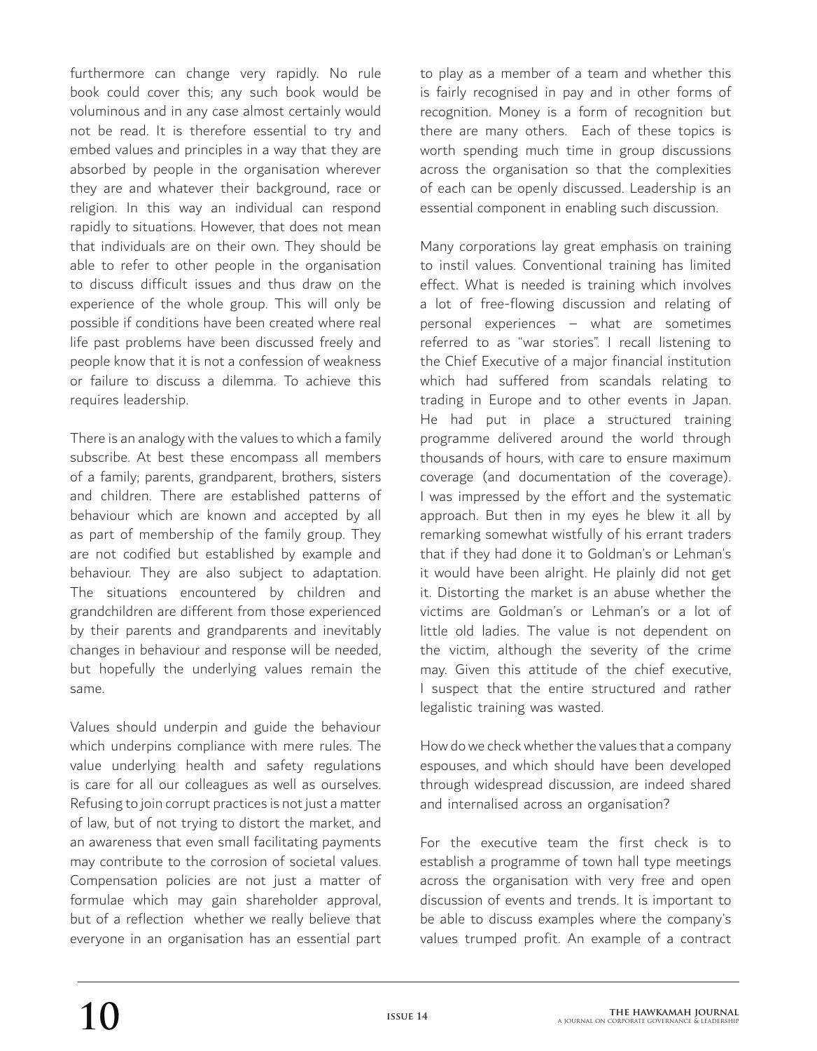furthermore can change very rapidly. No rule book could cover this; any such book would be voluminous and in any case almost certainly would not be read. It is therefore essential to try and embed values and principles in a way that they are absorbed by people in the organisation wherever they are and whatever their background, race or religion. In this way an individual can respond rapidly to situations. However, that does not mean that individuals are on their own. They should be able to refer to other people in the organisation to discuss difficult issues and thus draw on the experience of the whole group. This will only be possible if conditions have been created where real life past problems have been discussed freely and people know that it is not a confession of weakness or failure to discuss a dilemma. To achieve this requires leadership.

There is an analogy with the values to which a family subscribe. At best these encompass all members of a family; parents, grandparent, brothers, sisters and children. There are established patterns of behaviour which are known and accepted by all as part of membership of the family group. They are not codified but established by example and behaviour. They are also subject to adaptation. The situations encountered by children and grandchildren are different from those experienced by their parents and grandparents and inevitably changes in behaviour and response will be needed, but hopefully the underlying values remain the same.

Values should underpin and guide the behaviour which underpins compliance with mere rules. The value underlying health and safety regulations is care for all our colleagues as well as ourselves. Refusing to join corrupt practices is not just a matter of law, but of not trying to distort the market, and an awareness that even small facilitating payments may contribute to the corrosion of societal values. Compensation policies are not just a matter of formulae which may gain shareholder approval, but of a reflection whether we really believe that everyone in an organisation has an essential part to play as a member of a team and whether this is fairly recognised in pay and in other forms of recognition. Money is a form of recognition but there are many others. Each of these topics is worth spending much time in group discussions across the organisation so that the complexities of each can be openly discussed. Leadership is an essential component in enabling such discussion.

Many corporations lay great emphasis on training to instil values. Conventional training has limited effect. What is needed is training which involves a lot of free-flowing discussion and relating of personal experiences – what are sometimes referred to as "war stories". I recall listening to the Chief Executive of a major financial institution which had suffered from scandals relating to trading in Europe and to other events in Japan. He had put in place a structured training programme delivered around the world through thousands of hours, with care to ensure maximum coverage (and documentation of the coverage). I was impressed by the effort and the systematic approach. But then in my eyes he blew it all by remarking somewhat wistfully of his errant traders that if they had done it to Goldman's or Lehman's it would have been alright. He plainly did not get it. Distorting the market is an abuse whether the victims are Goldman's or Lehman's or a lot of little old ladies. The value is not dependent on the victim, although the severity of the crime may. Given this attitude of the chief executive, I suspect that the entire structured and rather legalistic training was wasted.

How do we check whether the values that a company espouses, and which should have been developed through widespread discussion, are indeed shared and internalised across an organisation?

For the executive team the first check is to establish a programme of town hall type meetings across the organisation with very free and open discussion of events and trends. It is important to be able to discuss examples where the company's values trumped profit. An example of a contract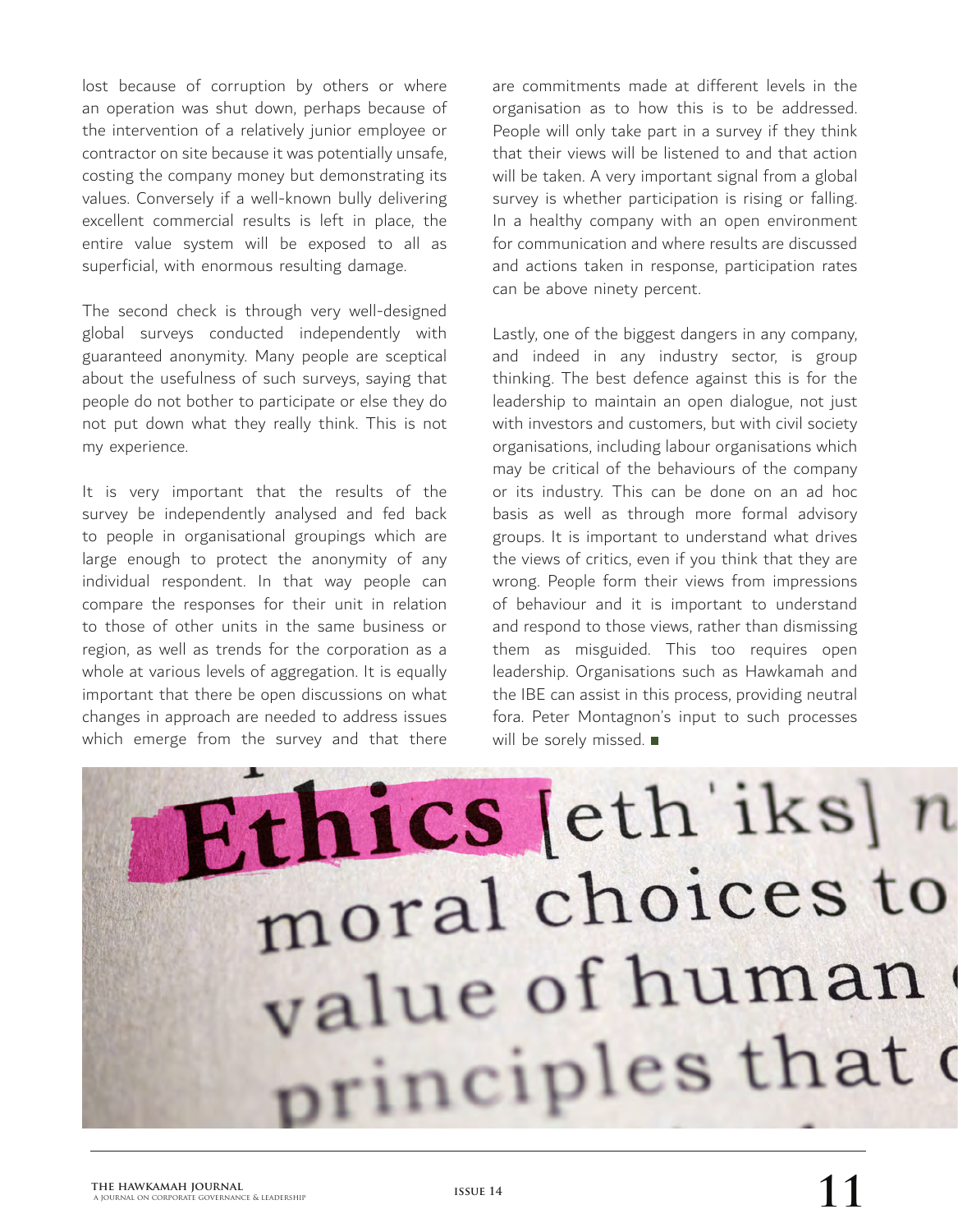lost because of corruption by others or where an operation was shut down, perhaps because of the intervention of a relatively junior employee or contractor on site because it was potentially unsafe, costing the company money but demonstrating its values. Conversely if a well-known bully delivering excellent commercial results is left in place, the entire value system will be exposed to all as superficial, with enormous resulting damage.

The second check is through very well-designed global surveys conducted independently with guaranteed anonymity. Many people are sceptical about the usefulness of such surveys, saying that people do not bother to participate or else they do not put down what they really think. This is not my experience.

It is very important that the results of the survey be independently analysed and fed back to people in organisational groupings which are large enough to protect the anonymity of any individual respondent. In that way people can compare the responses for their unit in relation to those of other units in the same business or region, as well as trends for the corporation as a whole at various levels of aggregation. It is equally important that there be open discussions on what changes in approach are needed to address issues which emerge from the survey and that there are commitments made at different levels in the organisation as to how this is to be addressed. People will only take part in a survey if they think that their views will be listened to and that action will be taken. A very important signal from a global survey is whether participation is rising or falling. In a healthy company with an open environment for communication and where results are discussed and actions taken in response, participation rates can be above ninety percent.

Lastly, one of the biggest dangers in any company, and indeed in any industry sector, is group thinking. The best defence against this is for the leadership to maintain an open dialogue, not just with investors and customers, but with civil society organisations, including labour organisations which may be critical of the behaviours of the company or its industry. This can be done on an ad hoc basis as well as through more formal advisory groups. It is important to understand what drives the views of critics, even if you think that they are wrong. People form their views from impressions of behaviour and it is important to understand and respond to those views, rather than dismissing them as misguided. This too requires open leadership. Organisations such as Hawkamah and the IBE can assist in this process, providing neutral fora. Peter Montagnon's input to such processes will be sorely missed. ■